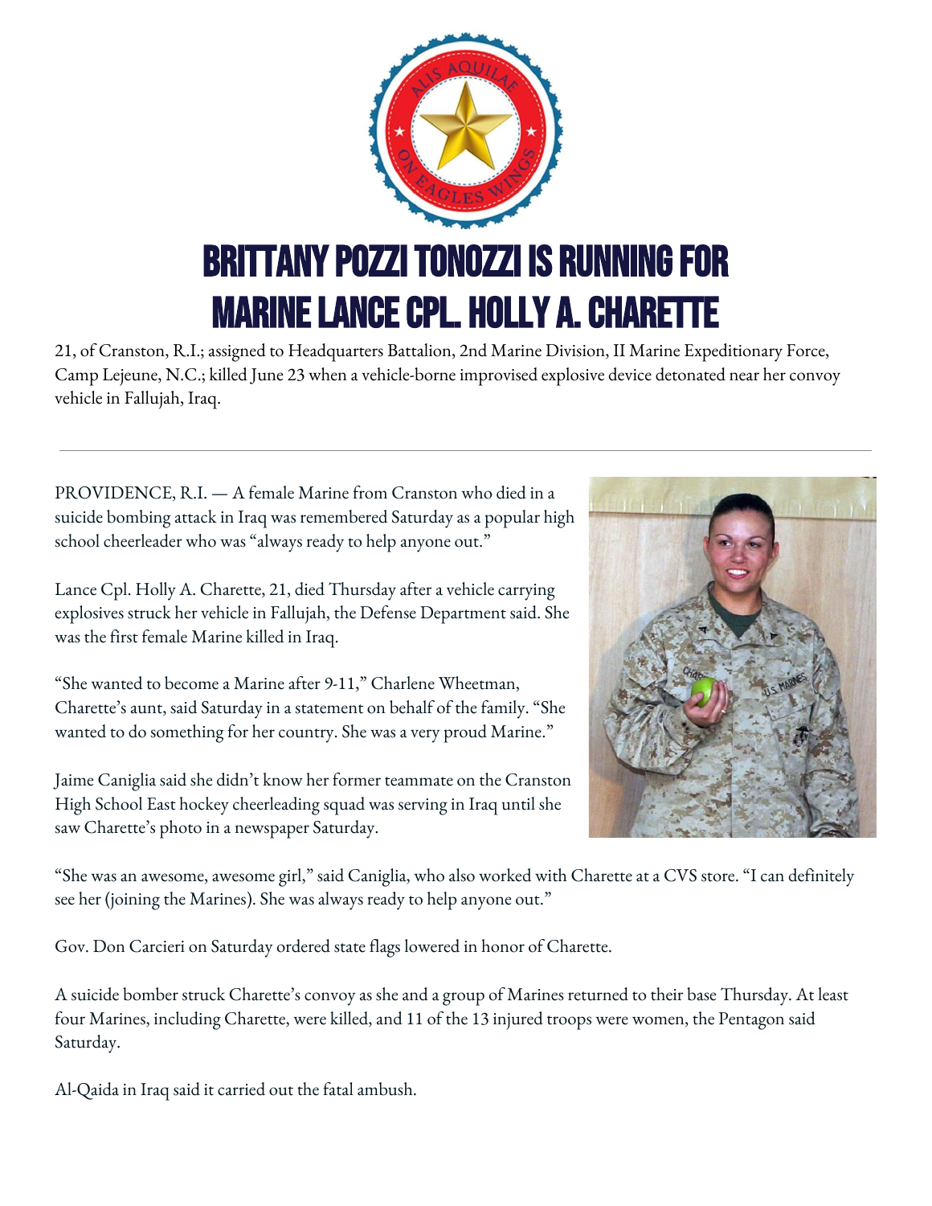# BRITTANY POZZI TONOZZI IS RUNNING FOR MARINE LANCE CPL. HOLLY A. CHARETTE

21, of Cranston, R.I.; assigned to Headquarters Battalion, 2nd Marine Division, II Marine Expeditionary Force, Camp Lejeune, N.C.; killed June 23 when a vehicle-borne improvised explosive device detonated near her convoy vehicle in Fallujah, Iraq.

---

PROVIDENCE, R.I. — A female Marine from Cranston who died in a suicide bombing attack in Iraq was remembered Saturday as a popular high school cheerleader who was "always ready to help anyone out."

Lance Cpl. Holly A. Charette, 21, died Thursday after a vehicle carrying explosives struck her vehicle in Fallujah, the Defense Department said. She was the first female Marine killed in Iraq.

"She wanted to become a Marine after 9-11," Charlene Wheetman, Charette's aunt, said Saturday in a statement on behalf of the family. "She wanted to do something for her country. She was a very proud Marine."

Jaime Caniglia said she didn't know her former teammate on the Cranston High School East hockey cheerleading squad was serving in Iraq until she saw Charette's photo in a newspaper Saturday.

"She was an awesome, awesome girl," said Caniglia, who also worked with Charette at a CVS store. "I can definitely see her (joining the Marines). She was always ready to help anyone out."

Gov. Don Carcieri on Saturday ordered state flags lowered in honor of Charette.

A suicide bomber struck Charette's convoy as she and a group of Marines returned to their base Thursday. At least four Marines, including Charette, were killed, and 11 of the 13 injured troops were women, the Pentagon said Saturday.

Al-Qaida in Iraq said it carried out the fatal ambush.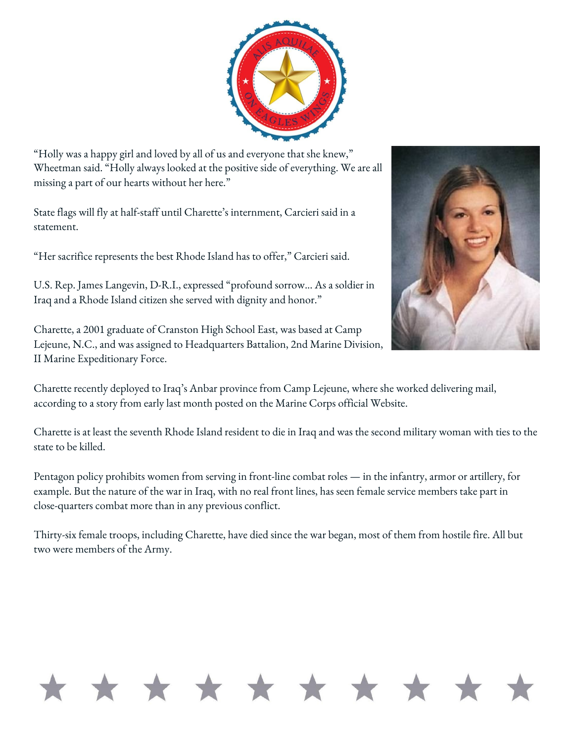"Holly was a happy girl and loved by all of us and everyone that she knew," Wheetman said. "Holly always looked at the positive side of everything. We are all missing a part of our hearts without her here."

State flags will fly at half-staff until Charette's internment, Carcieri said in a statement.

"Her sacrifice represents the best Rhode Island has to offer," Carcieri said.

U.S. Rep. James Langevin, D-R.I., expressed "profound sorrow... As a soldier in Iraq and a Rhode Island citizen she served with dignity and honor."

Charette, a 2001 graduate of Cranston High School East, was based at Camp Lejeune, N.C., and was assigned to Headquarters Battalion, 2nd Marine Division, II Marine Expeditionary Force.

Charette recently deployed to Iraq's Anbar province from Camp Lejeune, where she worked delivering mail, according to a story from early last month posted on the Marine Corps official Website.

Charette is at least the seventh Rhode Island resident to die in Iraq and was the second military woman with ties to the state to be killed.

Pentagon policy prohibits women from serving in front-line combat roles — in the infantry, armor or artillery, for example. But the nature of the war in Iraq, with no real front lines, has seen female service members take part in close-quarters combat more than in any previous conflict.

Thirty-six female troops, including Charette, have died since the war began, most of them from hostile fire. All but two were members of the Army.